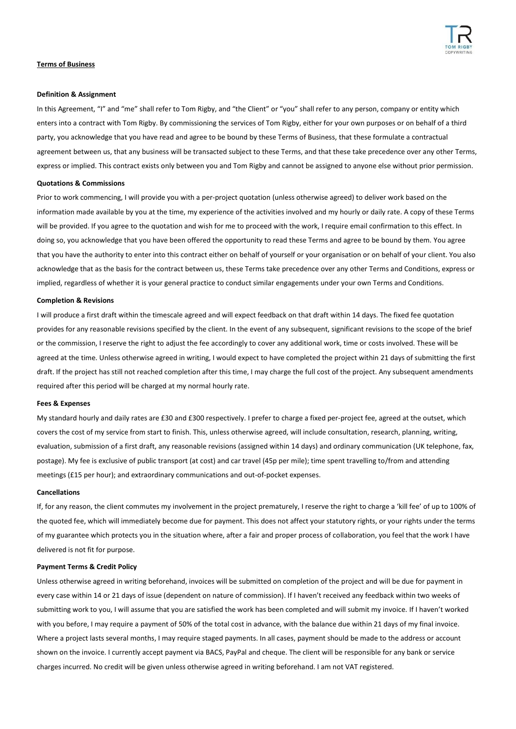# Terms of Business

### Definition & Assignment

In this Agreement, "I" and "me" shall refer to Tom Rigby, and "the Client" or "you" shall refer to any person, company or entity which enters into a contract with Tom Rigby. By commissioning the services of Tom Rigby, either for your own purposes or on behalf of a third party, you acknowledge that you have read and agree to be bound by these Terms of Business, that these formulate a contractual agreement between us, that any business will be transacted subject to these Terms, and that these take precedence over any other Terms, express or implied. This contract exists only between you and Tom Rigby and cannot be assigned to anyone else without prior permission.

### Quotations & Commissions

Prior to work commencing, I will provide you with a per-project quotation (unless otherwise agreed) to deliver work based on the information made available by you at the time, my experience of the activities involved and my hourly or daily rate. A copy of these Terms will be provided. If you agree to the quotation and wish for me to proceed with the work, I require email confirmation to this effect. In doing so, you acknowledge that you have been offered the opportunity to read these Terms and agree to be bound by them. You agree that you have the authority to enter into this contract either on behalf of yourself or your organisation or on behalf of your client. You also acknowledge that as the basis for the contract between us, these Terms take precedence over any other Terms and Conditions, express or implied, regardless of whether it is your general practice to conduct similar engagements under your own Terms and Conditions.

### Completion & Revisions

I will produce a first draft within the timescale agreed and will expect feedback on that draft within 14 days. The fixed fee quotation provides for any reasonable revisions specified by the client. In the event of any subsequent, significant revisions to the scope of the brief or the commission, I reserve the right to adjust the fee accordingly to cover any additional work, time or costs involved. These will be agreed at the time. Unless otherwise agreed in writing, I would expect to have completed the project within 21 days of submitting the first draft. If the project has still not reached completion after this time, I may charge the full cost of the project. Any subsequent amendments required after this period will be charged at my normal hourly rate.

### Fees & Expenses

My standard hourly and daily rates are £30 and £300 respectively. I prefer to charge a fixed per-project fee, agreed at the outset, which covers the cost of my service from start to finish. This, unless otherwise agreed, will include consultation, research, planning, writing, evaluation, submission of a first draft, any reasonable revisions (assigned within 14 days) and ordinary communication (UK telephone, fax, postage). My fee is exclusive of public transport (at cost) and car travel (45p per mile); time spent travelling to/from and attending meetings (£15 per hour); and extraordinary communications and out-of-pocket expenses.

### Cancellations

If, for any reason, the client commutes my involvement in the project prematurely, I reserve the right to charge a 'kill fee' of up to 100% of the quoted fee, which will immediately become due for payment. This does not affect your statutory rights, or your rights under the terms of my guarantee which protects you in the situation where, after a fair and proper process of collaboration, you feel that the work I have delivered is not fit for purpose.

### Payment Terms & Credit Policy

Unless otherwise agreed in writing beforehand, invoices will be submitted on completion of the project and will be due for payment in every case within 14 or 21 days of issue (dependent on nature of commission). If I haven't received any feedback within two weeks of submitting work to you, I will assume that you are satisfied the work has been completed and will submit my invoice. If I haven't worked with you before, I may require a payment of 50% of the total cost in advance, with the balance due within 21 days of my final invoice. Where a project lasts several months, I may require staged payments. In all cases, payment should be made to the address or account shown on the invoice. I currently accept payment via BACS, PayPal and cheque. The client will be responsible for any bank or service charges incurred. No credit will be given unless otherwise agreed in writing beforehand. I am not VAT registered.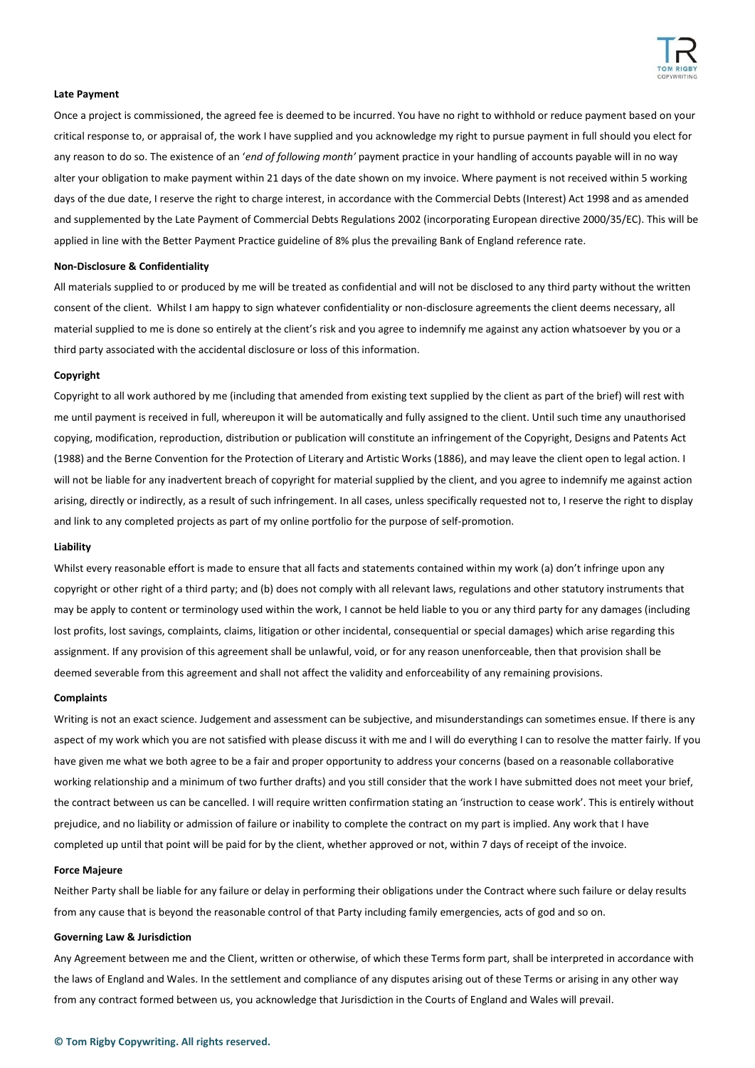**Late Payment**

Once a project is commissioned, the agreed fee is deemed to be incurred. You have no right to withhold or reduce payment based on your critical response to, or appraisal of, the work I have supplied and you acknowledge my right to pursue payment in full should you elect for any reason to do so. The existence of an '*end of following month'* payment practice in your handling of accounts payable will in no way alter your obligation to make payment within 21 days of the date shown on my invoice. Where payment is not received within 5 working days of the due date, I reserve the right to charge interest, in accordance with the Commercial Debts (Interest) Act 1998 and as amended and supplemented by the Late Payment of Commercial Debts Regulations 2002 (incorporating European directive 2000/35/EC). This will be applied in line with the Better Payment Practice guideline of 8% plus the prevailing Bank of England reference rate.

**Non-Disclosure & Confidentiality**

All materials supplied to or produced by me will be treated as confidential and will not be disclosed to any third party without the written consent of the client. Whilst I am happy to sign whatever confidentiality or non-disclosure agreements the client deems necessary, all material supplied to me is done so entirely at the client's risk and you agree to indemnify me against any action whatsoever by you or a third party associated with the accidental disclosure or loss of this information.

**Copyright**

Copyright to all work authored by me (including that amended from existing text supplied by the client as part of the brief) will rest with me until payment is received in full, whereupon it will be automatically and fully assigned to the client. Until such time any unauthorised copying, modification, reproduction, distribution or publication will constitute an infringement of the Copyright, Designs and Patents Act (1988) and the Berne Convention for the Protection of Literary and Artistic Works (1886), and may leave the client open to legal action. I will not be liable for any inadvertent breach of copyright for material supplied by the client, and you agree to indemnify me against action arising, directly or indirectly, as a result of such infringement. In all cases, unless specifically requested not to, I reserve the right to display and link to any completed projects as part of my online portfolio for the purpose of self-promotion.

**Liability**

Whilst every reasonable effort is made to ensure that all facts and statements contained within my work (a) don't infringe upon any copyright or other right of a third party; and (b) does not comply with all relevant laws, regulations and other statutory instruments that may be apply to content or terminology used within the work, I cannot be held liable to you or any third party for any damages (including lost profits, lost savings, complaints, claims, litigation or other incidental, consequential or special damages) which arise regarding this assignment. If any provision of this agreement shall be unlawful, void, or for any reason unenforceable, then that provision shall be deemed severable from this agreement and shall not affect the validity and enforceability of any remaining provisions.

**Complaints**

Writing is not an exact science. Judgement and assessment can be subjective, and misunderstandings can sometimes ensue. If there is any aspect of my work which you are not satisfied with please discuss it with me and I will do everything I can to resolve the matter fairly. If you have given me what we both agree to be a fair and proper opportunity to address your concerns (based on a reasonable collaborative working relationship and a minimum of two further drafts) and you still consider that the work I have submitted does not meet your brief, the contract between us can be cancelled. I will require written confirmation stating an 'instruction to cease work'. This is entirely without prejudice, and no liability or admission of failure or inability to complete the contract on my part is implied. Any work that I have completed up until that point will be paid for by the client, whether approved or not, within 7 days of receipt of the invoice.

**Force Majeure**

Neither Party shall be liable for any failure or delay in performing their obligations under the Contract where such failure or delay results from any cause that is beyond the reasonable control of that Party including family emergencies, acts of god and so on.

**Governing Law & Jurisdiction**

Any Agreement between me and the Client, written or otherwise, of which these Terms form part, shall be interpreted in accordance with the laws of England and Wales. In the settlement and compliance of any disputes arising out of these Terms or arising in any other way from any contract formed between us, you acknowledge that Jurisdiction in the Courts of England and Wales will prevail.

**© Tom Rigby Copywriting. All rights reserved.**